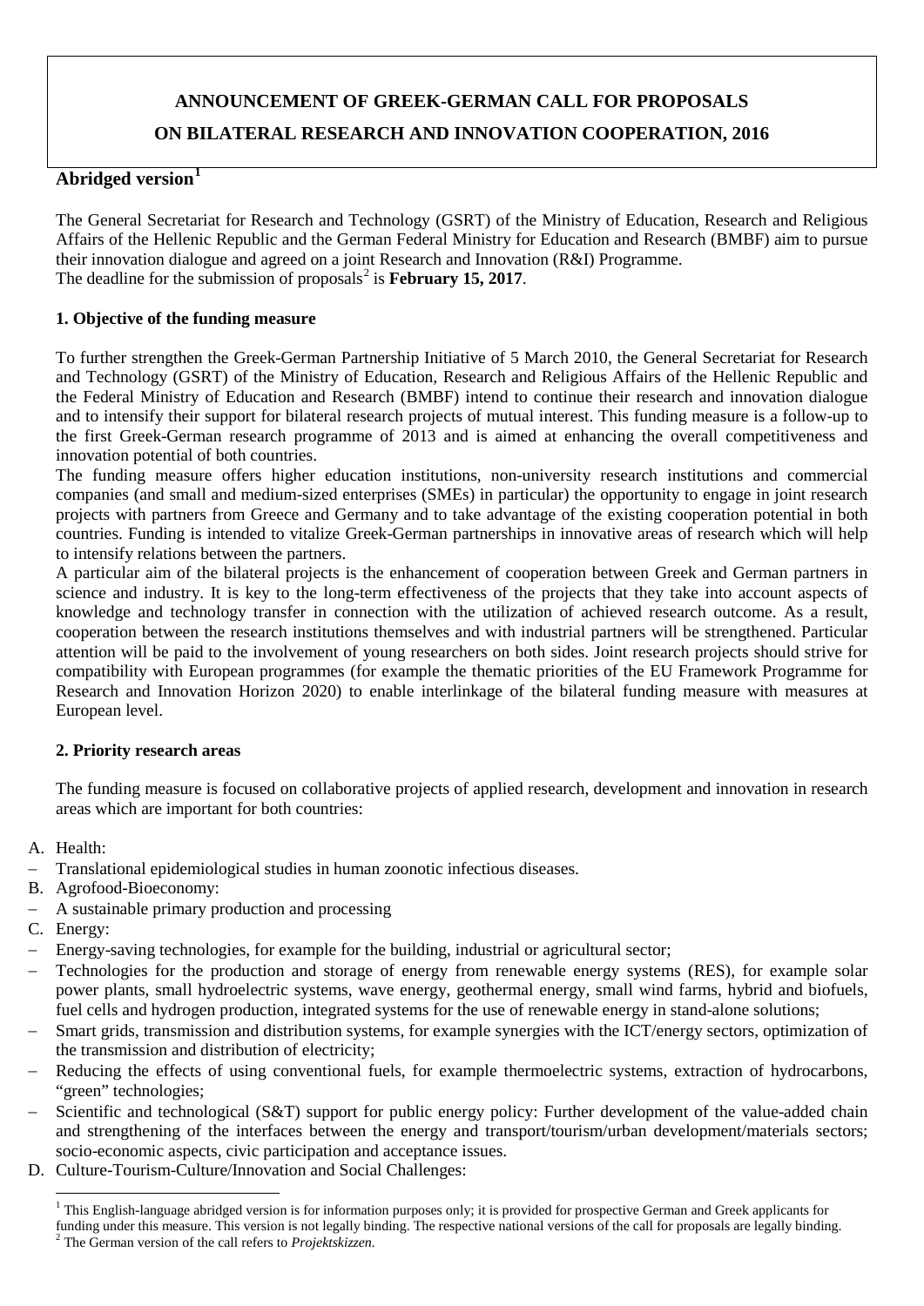# ANNOUNCEMENT OF GREEK-GERMAN CALL FOR PROPOSALS ON BILATERAL RESEARCH AND INNOVATION COOPERATION, 2016

**Abridged version**[1]

The General Secretariat for Research and Technology (GSRT) of the Ministry of Education, Research and Religious Affairs of the Hellenic Republic and the German Federal Ministry for Education and Research (BMBF) aim to pursue their innovation dialogue and agreed on a joint Research and Innovation (R&I) Programme.
The deadline for the submission of proposals[2] is **February 15, 2017**.

### 1. Objective of the funding measure

To further strengthen the Greek-German Partnership Initiative of 5 March 2010, the General Secretariat for Research and Technology (GSRT) of the Ministry of Education, Research and Religious Affairs of the Hellenic Republic and the Federal Ministry of Education and Research (BMBF) intend to continue their research and innovation dialogue and to intensify their support for bilateral research projects of mutual interest. This funding measure is a follow-up to the first Greek-German research programme of 2013 and is aimed at enhancing the overall competitiveness and innovation potential of both countries.

The funding measure offers higher education institutions, non-university research institutions and commercial companies (and small and medium-sized enterprises (SMEs) in particular) the opportunity to engage in joint research projects with partners from Greece and Germany and to take advantage of the existing cooperation potential in both countries. Funding is intended to vitalize Greek-German partnerships in innovative areas of research which will help to intensify relations between the partners.

A particular aim of the bilateral projects is the enhancement of cooperation between Greek and German partners in science and industry. It is key to the long-term effectiveness of the projects that they take into account aspects of knowledge and technology transfer in connection with the utilization of achieved research outcome. As a result, cooperation between the research institutions themselves and with industrial partners will be strengthened. Particular attention will be paid to the involvement of young researchers on both sides. Joint research projects should strive for compatibility with European programmes (for example the thematic priorities of the EU Framework Programme for Research and Innovation Horizon 2020) to enable interlinkage of the bilateral funding measure with measures at European level.

### 2. Priority research areas

The funding measure is focused on collaborative projects of applied research, development and innovation in research areas which are important for both countries:

A. Health:
- Translational epidemiological studies in human zoonotic infectious diseases.

B. Agrofood-Bioeconomy:
- A sustainable primary production and processing

C. Energy:
- Energy-saving technologies, for example for the building, industrial or agricultural sector;
- Technologies for the production and storage of energy from renewable energy systems (RES), for example solar power plants, small hydroelectric systems, wave energy, geothermal energy, small wind farms, hybrid and biofuels, fuel cells and hydrogen production, integrated systems for the use of renewable energy in stand-alone solutions;
- Smart grids, transmission and distribution systems, for example synergies with the ICT/energy sectors, optimization of the transmission and distribution of electricity;
- Reducing the effects of using conventional fuels, for example thermoelectric systems, extraction of hydrocarbons, "green" technologies;
- Scientific and technological (S&T) support for public energy policy: Further development of the value-added chain and strengthening of the interfaces between the energy and transport/tourism/urban development/materials sectors; socio-economic aspects, civic participation and acceptance issues.

D. Culture-Tourism-Culture/Innovation and Social Challenges:

---

[1] This English-language abridged version is for information purposes only; it is provided for prospective German and Greek applicants for funding under this measure. This version is not legally binding. The respective national versions of the call for proposals are legally binding.

[2] The German version of the call refers to *Projektskizzen*.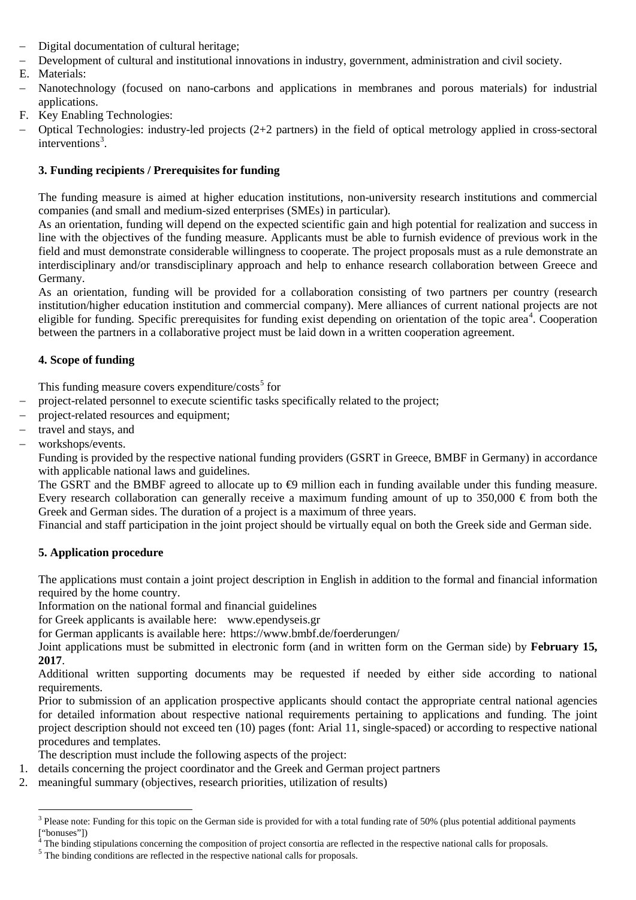- Digital documentation of cultural heritage;
- Development of cultural and institutional innovations in industry, government, administration and civil society.

E. Materials:

- Nanotechnology (focused on nano-carbons and applications in membranes and porous materials) for industrial applications.

F. Key Enabling Technologies:

- Optical Technologies: industry-led projects (2+2 partners) in the field of optical metrology applied in cross-sectoral interventions[3].

**3. Funding recipients / Prerequisites for funding**

The funding measure is aimed at higher education institutions, non-university research institutions and commercial companies (and small and medium-sized enterprises (SMEs) in particular).

As an orientation, funding will depend on the expected scientific gain and high potential for realization and success in line with the objectives of the funding measure. Applicants must be able to furnish evidence of previous work in the field and must demonstrate considerable willingness to cooperate. The project proposals must as a rule demonstrate an interdisciplinary and/or transdisciplinary approach and help to enhance research collaboration between Greece and Germany.

As an orientation, funding will be provided for a collaboration consisting of two partners per country (research institution/higher education institution and commercial company). Mere alliances of current national projects are not eligible for funding. Specific prerequisites for funding exist depending on orientation of the topic area[4]. Cooperation between the partners in a collaborative project must be laid down in a written cooperation agreement.

**4. Scope of funding**

This funding measure covers expenditure/costs[5] for

- project-related personnel to execute scientific tasks specifically related to the project;
- project-related resources and equipment;
- travel and stays, and
- workshops/events.

Funding is provided by the respective national funding providers (GSRT in Greece, BMBF in Germany) in accordance with applicable national laws and guidelines.

The GSRT and the BMBF agreed to allocate up to €9 million each in funding available under this funding measure. Every research collaboration can generally receive a maximum funding amount of up to 350,000 € from both the Greek and German sides. The duration of a project is a maximum of three years.

Financial and staff participation in the joint project should be virtually equal on both the Greek side and German side.

**5. Application procedure**

The applications must contain a joint project description in English in addition to the formal and financial information required by the home country.

Information on the national formal and financial guidelines

for Greek applicants is available here: www.ependyseis.gr

for German applicants is available here: https://www.bmbf.de/foerderungen/

Joint applications must be submitted in electronic form (and in written form on the German side) by **February 15, 2017**.

Additional written supporting documents may be requested if needed by either side according to national requirements.

Prior to submission of an application prospective applicants should contact the appropriate central national agencies for detailed information about respective national requirements pertaining to applications and funding. The joint project description should not exceed ten (10) pages (font: Arial 11, single-spaced) or according to respective national procedures and templates.

The description must include the following aspects of the project:

1. details concerning the project coordinator and the Greek and German project partners
2. meaningful summary (objectives, research priorities, utilization of results)

---

[3] Please note: Funding for this topic on the German side is provided for with a total funding rate of 50% (plus potential additional payments ["bonuses"])

[4] The binding stipulations concerning the composition of project consortia are reflected in the respective national calls for proposals.

[5] The binding conditions are reflected in the respective national calls for proposals.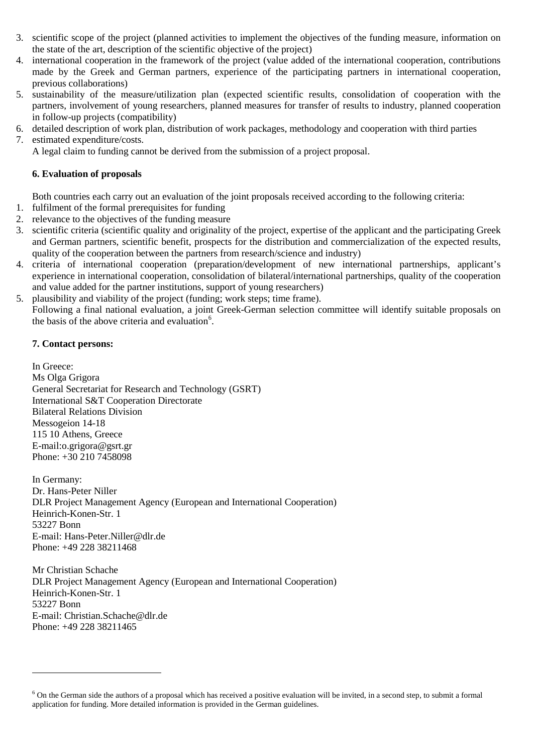3. scientific scope of the project (planned activities to implement the objectives of the funding measure, information on the state of the art, description of the scientific objective of the project)
4. international cooperation in the framework of the project (value added of the international cooperation, contributions made by the Greek and German partners, experience of the participating partners in international cooperation, previous collaborations)
5. sustainability of the measure/utilization plan (expected scientific results, consolidation of cooperation with the partners, involvement of young researchers, planned measures for transfer of results to industry, planned cooperation in follow-up projects (compatibility)
6. detailed description of work plan, distribution of work packages, methodology and cooperation with third parties
7. estimated expenditure/costs.

A legal claim to funding cannot be derived from the submission of a project proposal.

### 6. Evaluation of proposals

Both countries each carry out an evaluation of the joint proposals received according to the following criteria:

1. fulfilment of the formal prerequisites for funding
2. relevance to the objectives of the funding measure
3. scientific criteria (scientific quality and originality of the project, expertise of the applicant and the participating Greek and German partners, scientific benefit, prospects for the distribution and commercialization of the expected results, quality of the cooperation between the partners from research/science and industry)
4. criteria of international cooperation (preparation/development of new international partnerships, applicant's experience in international cooperation, consolidation of bilateral/international partnerships, quality of the cooperation and value added for the partner institutions, support of young researchers)
5. plausibility and viability of the project (funding; work steps; time frame).

Following a final national evaluation, a joint Greek-German selection committee will identify suitable proposals on the basis of the above criteria and evaluation[6].

### 7. Contact persons:

In Greece:
Ms Olga Grigora
General Secretariat for Research and Technology (GSRT)
International S&T Cooperation Directorate
Bilateral Relations Division
Messogeion 14-18
115 10 Athens, Greece
E-mail:o.grigora@gsrt.gr
Phone: +30 210 7458098

In Germany:
Dr. Hans-Peter Niller
DLR Project Management Agency (European and International Cooperation)
Heinrich-Konen-Str. 1
53227 Bonn
E-mail: Hans-Peter.Niller@dlr.de
Phone: +49 228 38211468

Mr Christian Schache
DLR Project Management Agency (European and International Cooperation)
Heinrich-Konen-Str. 1
53227 Bonn
E-mail: Christian.Schache@dlr.de
Phone: +49 228 38211465

---

[6] On the German side the authors of a proposal which has received a positive evaluation will be invited, in a second step, to submit a formal application for funding. More detailed information is provided in the German guidelines.